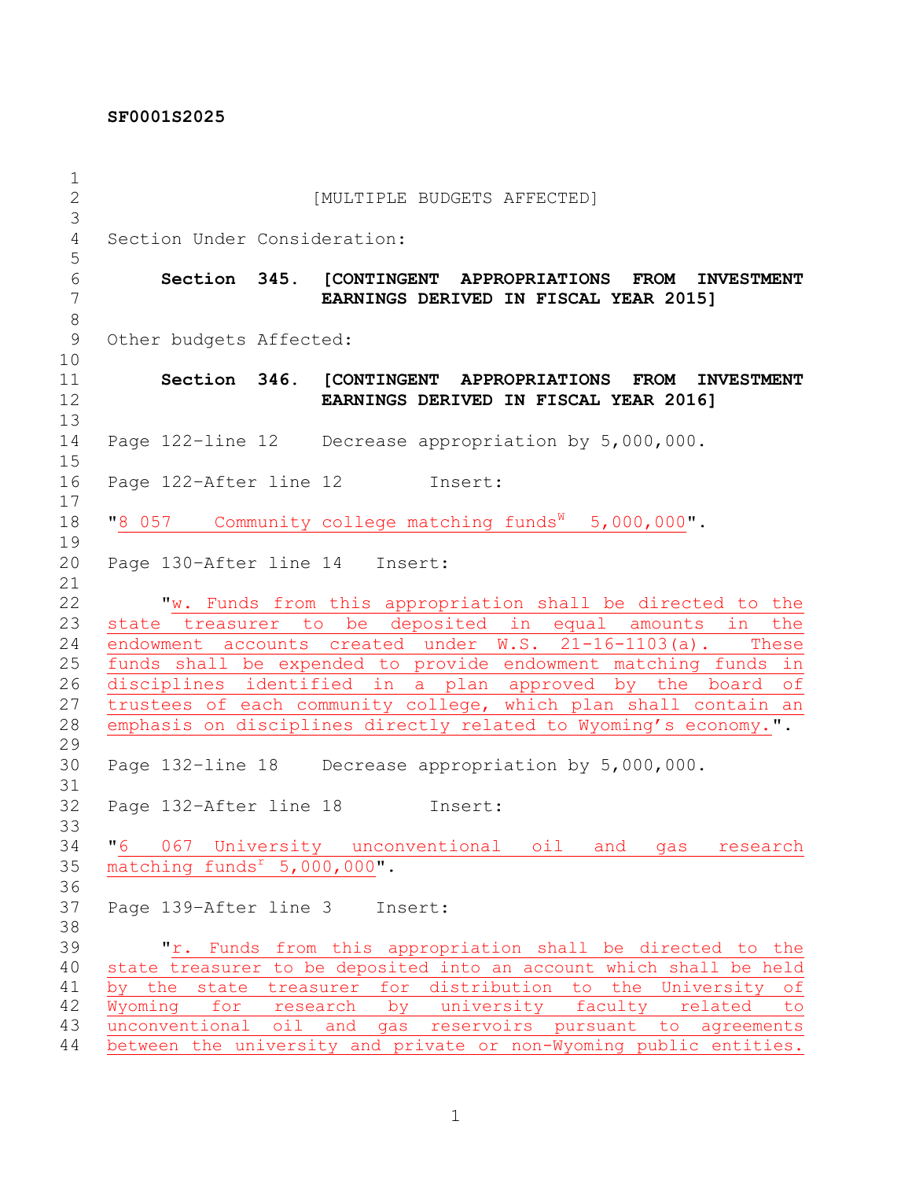**SF0001S2025**

[MULTIPLE BUDGETS AFFECTED]

Section Under Consideration:

**Section 345. [CONTINGENT APPROPRIATIONS FROM INVESTMENT EARNINGS DERIVED IN FISCAL YEAR 2015]**

Other budgets Affected:

**Section 346. [CONTINGENT APPROPRIATIONS FROM INVESTMENT EARNINGS DERIVED IN FISCAL YEAR 2016]**

Page 122-line 12 Decrease appropriation by 5,000,000.

Page 122-After line 12 Insert:

"8 057 Community college matching funds[w] 5,000,000".

Page 130-After line 14 Insert:

"w. Funds from this appropriation shall be directed to the state treasurer to be deposited in equal amounts in the endowment accounts created under W.S. 21-16-1103(a). These funds shall be expended to provide endowment matching funds in disciplines identified in a plan approved by the board of trustees of each community college, which plan shall contain an emphasis on disciplines directly related to Wyoming's economy.".

Page 132-line 18 Decrease appropriation by 5,000,000.

Page 132-After line 18 Insert:

"6 067 University unconventional oil and gas research matching funds[r] 5,000,000".

Page 139-After line 3 Insert:

"r. Funds from this appropriation shall be directed to the state treasurer to be deposited into an account which shall be held by the state treasurer for distribution to the University of Wyoming for research by university faculty related to unconventional oil and gas reservoirs pursuant to agreements between the university and private or non-Wyoming public entities.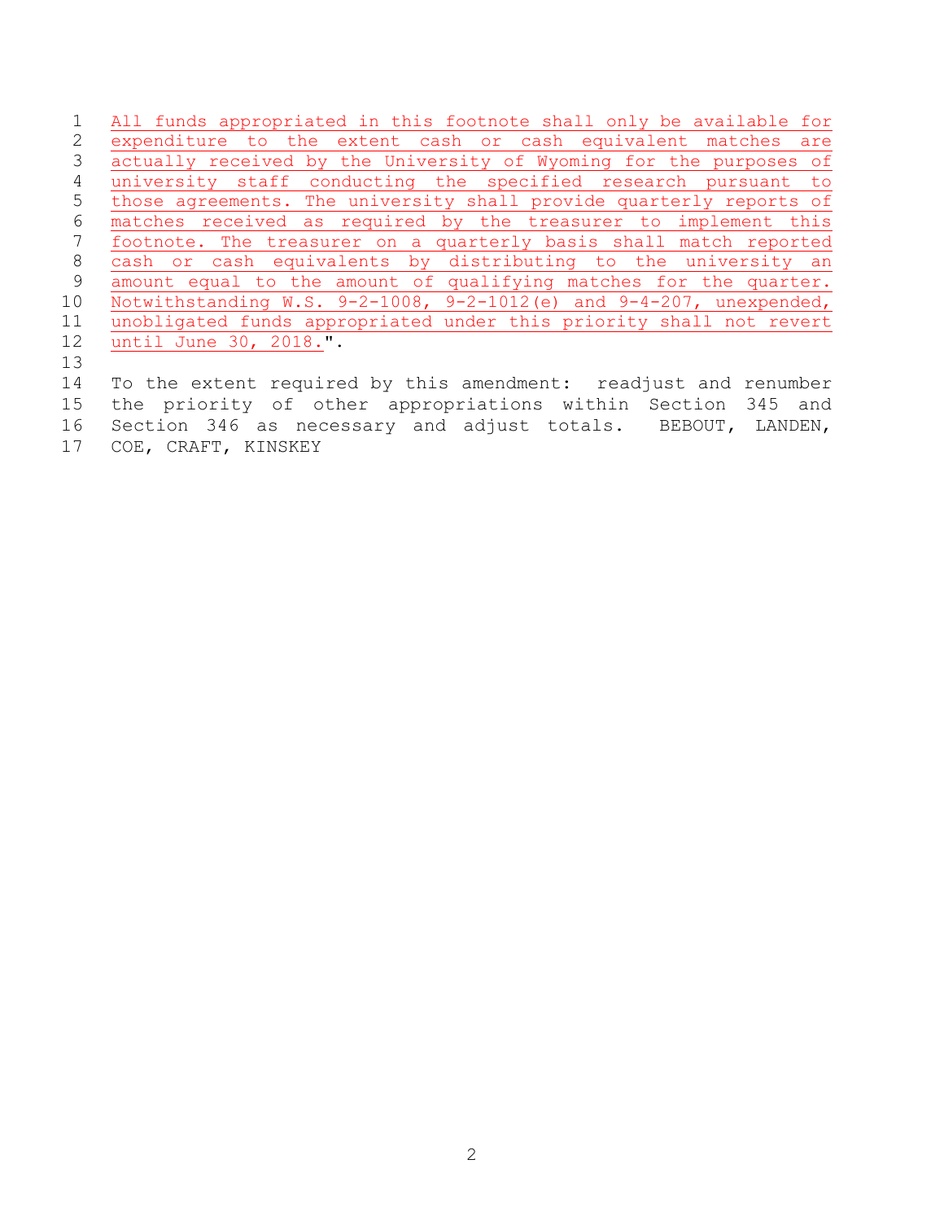All funds appropriated in this footnote shall only be available for expenditure to the extent cash or cash equivalent matches are actually received by the University of Wyoming for the purposes of university staff conducting the specified research pursuant to those agreements. The university shall provide quarterly reports of matches received as required by the treasurer to implement this footnote. The treasurer on a quarterly basis shall match reported cash or cash equivalents by distributing to the university an amount equal to the amount of qualifying matches for the quarter. Notwithstanding W.S. 9-2-1008, 9-2-1012(e) and 9-4-207, unexpended, unobligated funds appropriated under this priority shall not revert until June 30, 2018.".

To the extent required by this amendment: readjust and renumber the priority of other appropriations within Section 345 and Section 346 as necessary and adjust totals. BEBOUT, LANDEN, COE, CRAFT, KINSKEY